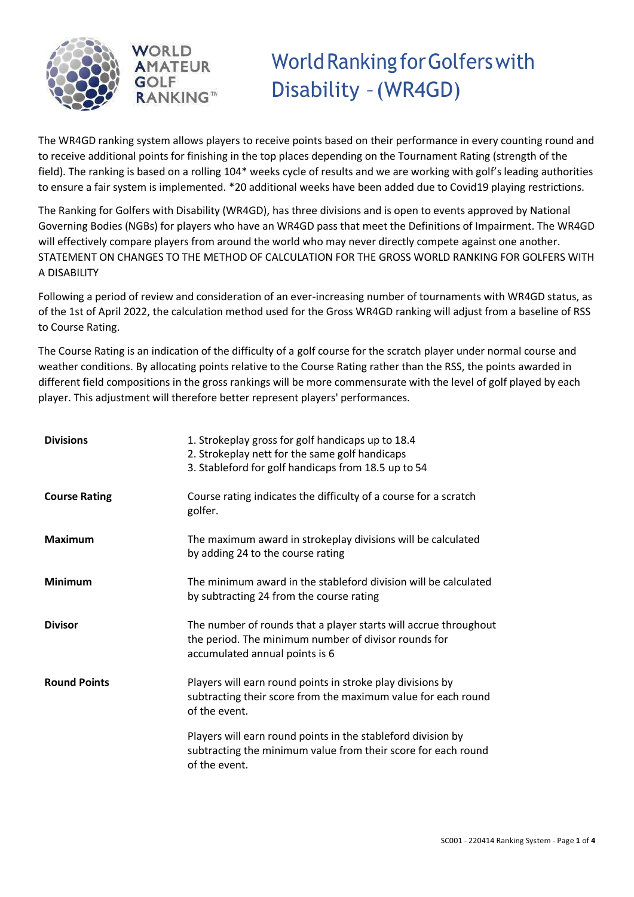WORLD AMATEUR GOLF RANKING™

# World Ranking for Golfers with Disability – (WR4GD)

The WR4GD ranking system allows players to receive points based on their performance in every counting round and to receive additional points for finishing in the top places depending on the Tournament Rating (strength of the field). The ranking is based on a rolling 104* weeks cycle of results and we are working with golf's leading authorities to ensure a fair system is implemented. *20 additional weeks have been added due to Covid19 playing restrictions.

The Ranking for Golfers with Disability (WR4GD), has three divisions and is open to events approved by National Governing Bodies (NGBs) for players who have an WR4GD pass that meet the Definitions of Impairment. The WR4GD will effectively compare players from around the world who may never directly compete against one another.
STATEMENT ON CHANGES TO THE METHOD OF CALCULATION FOR THE GROSS WORLD RANKING FOR GOLFERS WITH A DISABILITY

Following a period of review and consideration of an ever-increasing number of tournaments with WR4GD status, as of the 1st of April 2022, the calculation method used for the Gross WR4GD ranking will adjust from a baseline of RSS to Course Rating.

The Course Rating is an indication of the difficulty of a golf course for the scratch player under normal course and weather conditions. By allocating points relative to the Course Rating rather than the RSS, the points awarded in different field compositions in the gross rankings will be more commensurate with the level of golf played by each player. This adjustment will therefore better represent players' performances.

| | |
|---|---|
| **Divisions** | 1. Strokeplay gross for golf handicaps up to 18.4<br>2. Strokeplay nett for the same golf handicaps<br>3. Stableford for golf handicaps from 18.5 up to 54 |
| **Course Rating** | Course rating indicates the difficulty of a course for a scratch golfer. |
| **Maximum** | The maximum award in strokeplay divisions will be calculated by adding 24 to the course rating |
| **Minimum** | The minimum award in the stableford division will be calculated by subtracting 24 from the course rating |
| **Divisor** | The number of rounds that a player starts will accrue throughout the period. The minimum number of divisor rounds for accumulated annual points is 6 |
| **Round Points** | Players will earn round points in stroke play divisions by subtracting their score from the maximum value for each round of the event.<br><br>Players will earn round points in the stableford division by subtracting the minimum value from their score for each round of the event. |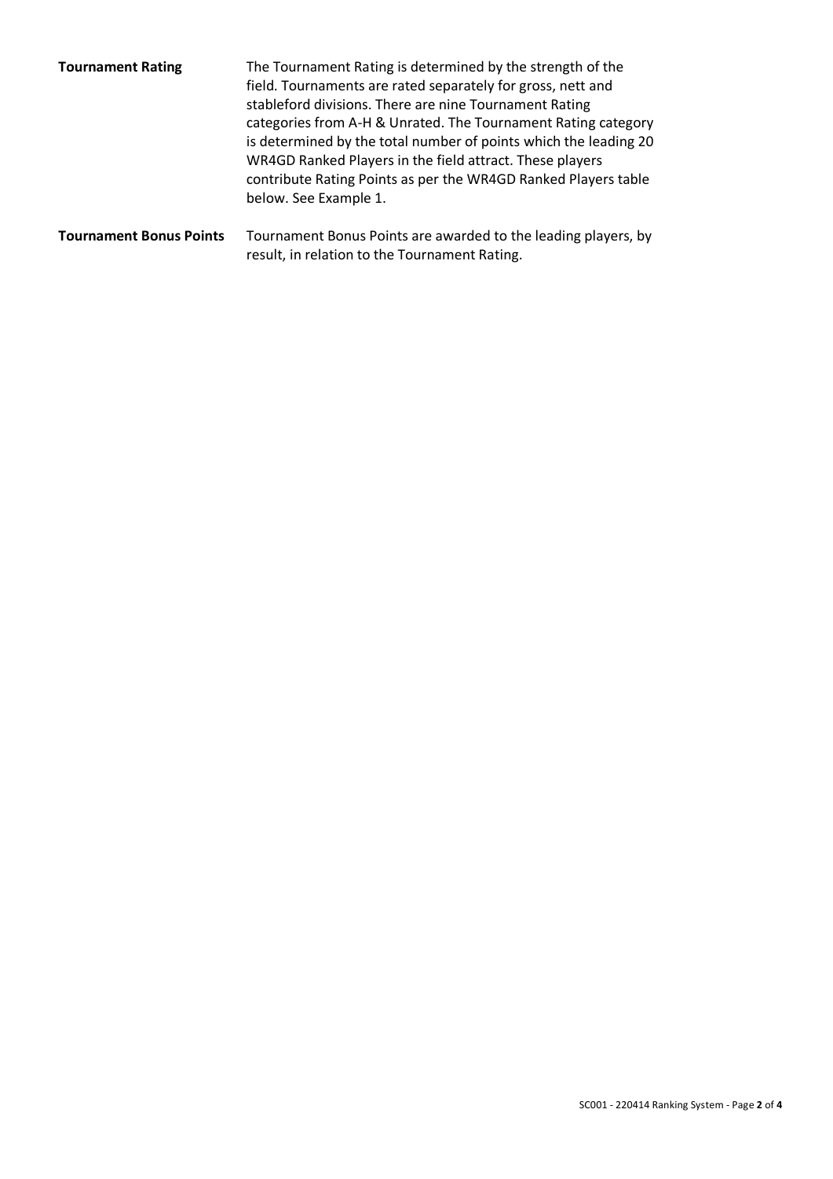**Tournament Rating**

The Tournament Rating is determined by the strength of the field. Tournaments are rated separately for gross, nett and stableford divisions. There are nine Tournament Rating categories from A-H & Unrated. The Tournament Rating category is determined by the total number of points which the leading 20 WR4GD Ranked Players in the field attract. These players contribute Rating Points as per the WR4GD Ranked Players table below. See Example 1.

**Tournament Bonus Points**

Tournament Bonus Points are awarded to the leading players, by result, in relation to the Tournament Rating.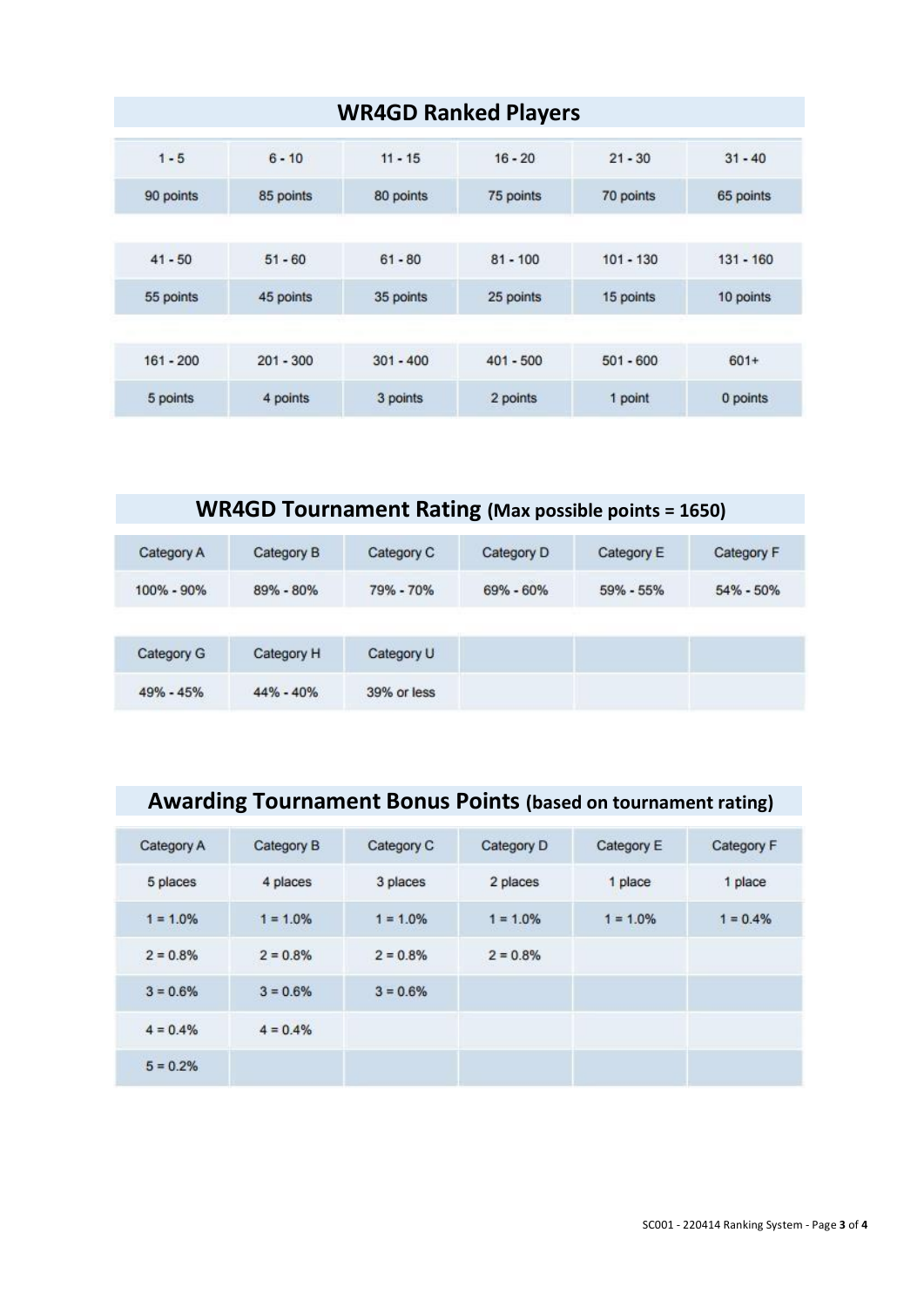## WR4GD Ranked Players

| 1 - 5 | 6 - 10 | 11 - 15 | 16 - 20 | 21 - 30 | 31 - 40 |
|---|---|---|---|---|---|
| 90 points | 85 points | 80 points | 75 points | 70 points | 65 points |
| 41 - 50 | 51 - 60 | 61 - 80 | 81 - 100 | 101 - 130 | 131 - 160 |
| 55 points | 45 points | 35 points | 25 points | 15 points | 10 points |
| 161 - 200 | 201 - 300 | 301 - 400 | 401 - 500 | 501 - 600 | 601+ |
| 5 points | 4 points | 3 points | 2 points | 1 point | 0 points |

## WR4GD Tournament Rating (Max possible points = 1650)

| Category A | Category B | Category C | Category D | Category E | Category F |
|---|---|---|---|---|---|
| 100% - 90% | 89% - 80% | 79% - 70% | 69% - 60% | 59% - 55% | 54% - 50% |
| Category G | Category H | Category U | | | |
| 49% - 45% | 44% - 40% | 39% or less | | | |

## Awarding Tournament Bonus Points (based on tournament rating)

| Category A | Category B | Category C | Category D | Category E | Category F |
|---|---|---|---|---|---|
| 5 places | 4 places | 3 places | 2 places | 1 place | 1 place |
| 1 = 1.0% | 1 = 1.0% | 1 = 1.0% | 1 = 1.0% | 1 = 1.0% | 1 = 0.4% |
| 2 = 0.8% | 2 = 0.8% | 2 = 0.8% | 2 = 0.8% | | |
| 3 = 0.6% | 3 = 0.6% | 3 = 0.6% | | | |
| 4 = 0.4% | 4 = 0.4% | | | | |
| 5 = 0.2% | | | | | |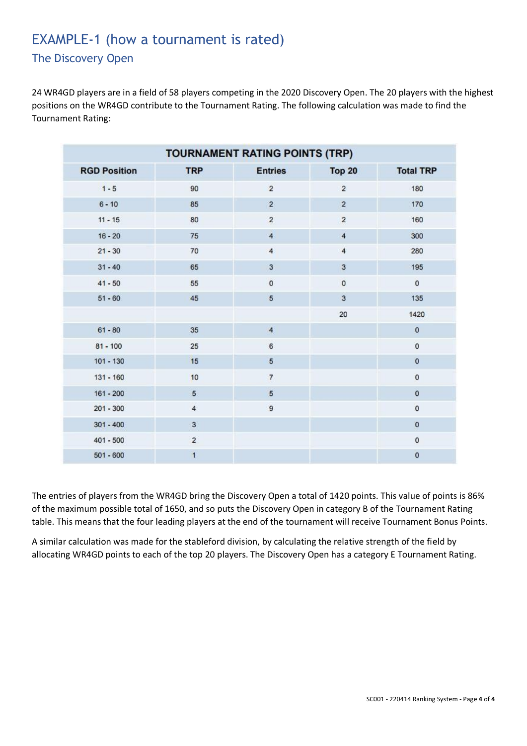# EXAMPLE-1 (how a tournament is rated)

## The Discovery Open

24 WR4GD players are in a field of 58 players competing in the 2020 Discovery Open. The 20 players with the highest positions on the WR4GD contribute to the Tournament Rating. The following calculation was made to find the Tournament Rating:

| TOURNAMENT RATING POINTS (TRP) | | | | |
|---|---|---|---|---|
| **RGD Position** | **TRP** | **Entries** | **Top 20** | **Total TRP** |
| 1 - 5 | 90 | 2 | 2 | 180 |
| 6 - 10 | 85 | 2 | 2 | 170 |
| 11 - 15 | 80 | 2 | 2 | 160 |
| 16 - 20 | 75 | 4 | 4 | 300 |
| 21 - 30 | 70 | 4 | 4 | 280 |
| 31 - 40 | 65 | 3 | 3 | 195 |
| 41 - 50 | 55 | 0 | 0 | 0 |
| 51 - 60 | 45 | 5 | 3 | 135 |
| | | | 20 | 1420 |
| 61 - 80 | 35 | 4 | | 0 |
| 81 - 100 | 25 | 6 | | 0 |
| 101 - 130 | 15 | 5 | | 0 |
| 131 - 160 | 10 | 7 | | 0 |
| 161 - 200 | 5 | 5 | | 0 |
| 201 - 300 | 4 | 9 | | 0 |
| 301 - 400 | 3 | | | 0 |
| 401 - 500 | 2 | | | 0 |
| 501 - 600 | 1 | | | 0 |

The entries of players from the WR4GD bring the Discovery Open a total of 1420 points. This value of points is 86% of the maximum possible total of 1650, and so puts the Discovery Open in category B of the Tournament Rating table. This means that the four leading players at the end of the tournament will receive Tournament Bonus Points.

A similar calculation was made for the stableford division, by calculating the relative strength of the field by allocating WR4GD points to each of the top 20 players. The Discovery Open has a category E Tournament Rating.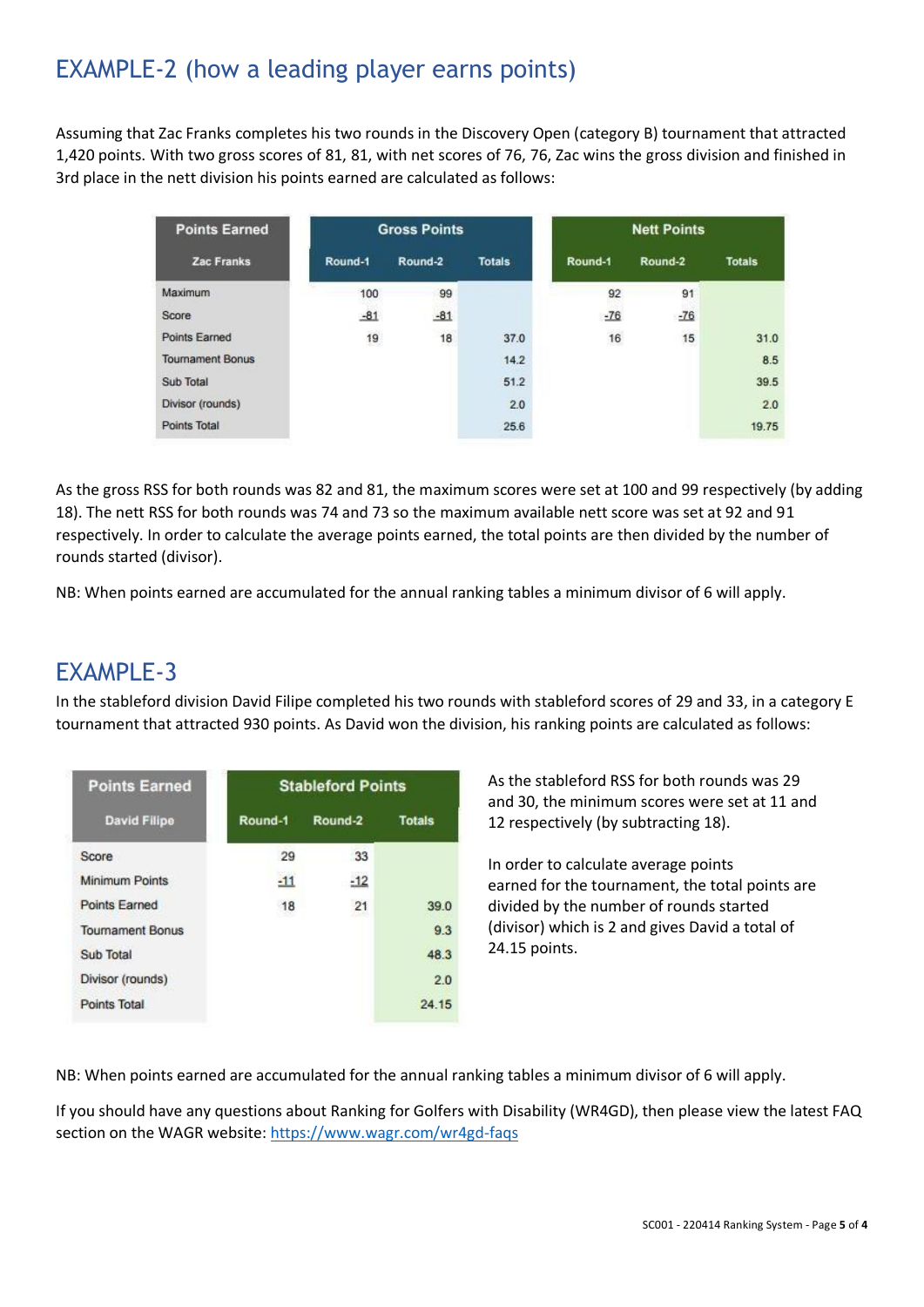# EXAMPLE-2 (how a leading player earns points)

Assuming that Zac Franks completes his two rounds in the Discovery Open (category B) tournament that attracted 1,420 points. With two gross scores of 81, 81, with net scores of 76, 76, Zac wins the gross division and finished in 3rd place in the nett division his points earned are calculated as follows:

| Points Earned | Gross Points | | | Nett Points | | |
|---|---|---|---|---|---|---|
| Zac Franks | Round-1 | Round-2 | Totals | Round-1 | Round-2 | Totals |
| Maximum | 100 | 99 | | 92 | 91 | |
| Score | -81 | -81 | | -76 | -76 | |
| Points Earned | 19 | 18 | 37.0 | 16 | 15 | 31.0 |
| Tournament Bonus | | | 14.2 | | | 8.5 |
| Sub Total | | | 51.2 | | | 39.5 |
| Divisor (rounds) | | | 2.0 | | | 2.0 |
| Points Total | | | 25.6 | | | 19.75 |

As the gross RSS for both rounds was 82 and 81, the maximum scores were set at 100 and 99 respectively (by adding 18). The nett RSS for both rounds was 74 and 73 so the maximum available nett score was set at 92 and 91 respectively. In order to calculate the average points earned, the total points are then divided by the number of rounds started (divisor).

NB: When points earned are accumulated for the annual ranking tables a minimum divisor of 6 will apply.

# EXAMPLE-3

In the stableford division David Filipe completed his two rounds with stableford scores of 29 and 33, in a category E tournament that attracted 930 points. As David won the division, his ranking points are calculated as follows:

| Points Earned | Stableford Points | | |
|---|---|---|---|
| David Filipe | Round-1 | Round-2 | Totals |
| Score | 29 | 33 | |
| Minimum Points | -11 | -12 | |
| Points Earned | 18 | 21 | 39.0 |
| Tournament Bonus | | | 9.3 |
| Sub Total | | | 48.3 |
| Divisor (rounds) | | | 2.0 |
| Points Total | | | 24.15 |

As the stableford RSS for both rounds was 29 and 30, the minimum scores were set at 11 and 12 respectively (by subtracting 18).

In order to calculate average points earned for the tournament, the total points are divided by the number of rounds started (divisor) which is 2 and gives David a total of 24.15 points.

NB: When points earned are accumulated for the annual ranking tables a minimum divisor of 6 will apply.

If you should have any questions about Ranking for Golfers with Disability (WR4GD), then please view the latest FAQ section on the WAGR website: https://www.wagr.com/wr4gd-faqs